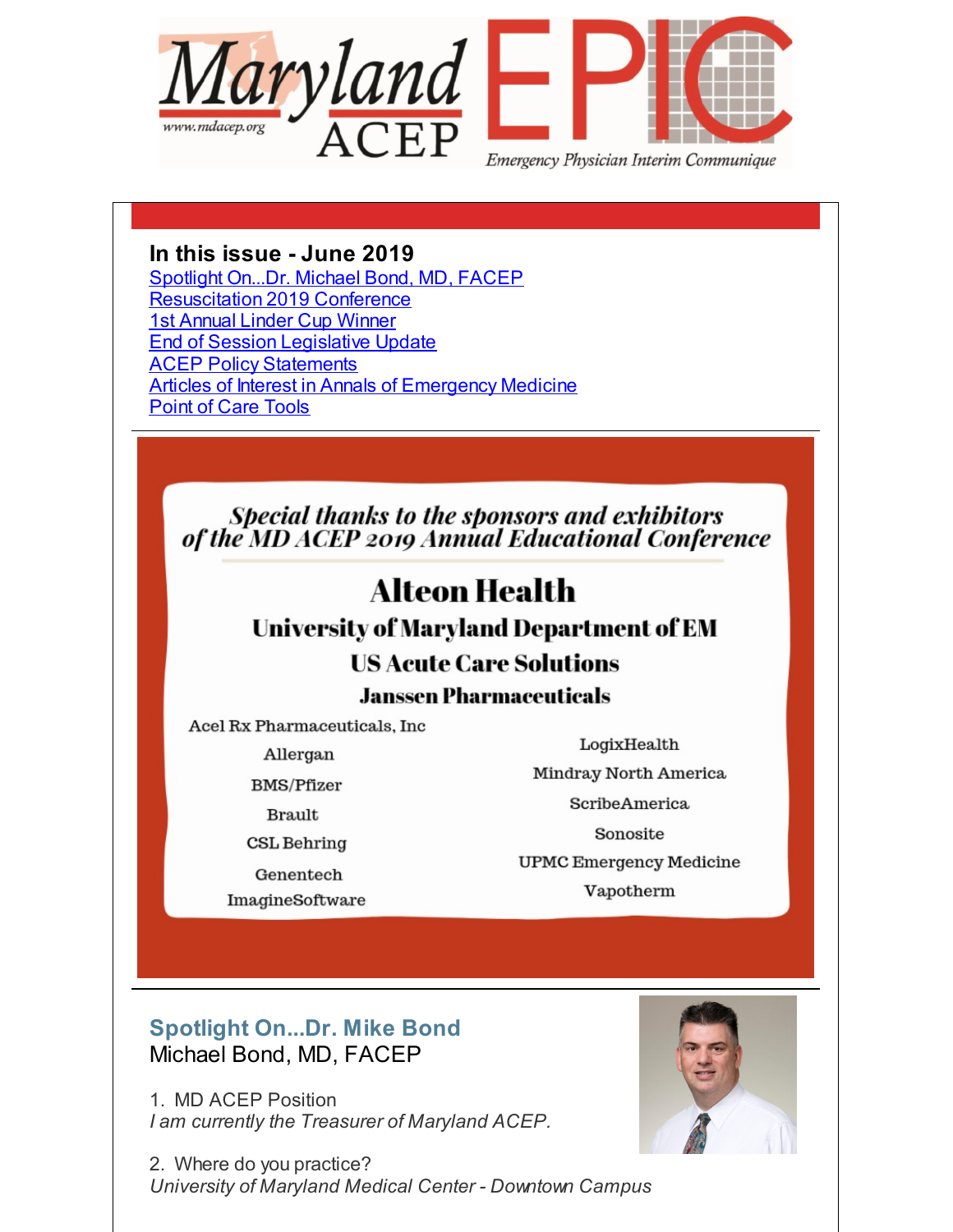Maryland ACEP EPIC

www.mdacep.org

Emergency Physician Interim Communique

**In this issue - June 2019**

[Spotlight On...Dr. Michael Bond, MD, FACEP]
[Resuscitation 2019 Conference]
[1st Annual Linder Cup Winner]
[End of Session Legislative Update]
[ACEP Policy Statements]
[Articles of Interest in Annals of Emergency Medicine]
[Point of Care Tools]

*Special thanks to the sponsors and exhibitors of the MD ACEP 2019 Annual Educational Conference*

**Alteon Health**

**University of Maryland Department of EM**

**US Acute Care Solutions**

**Janssen Pharmaceuticals**

Acel Rx Pharmaceuticals, Inc
Allergan
BMS/Pfizer
Brault
CSL Behring
Genentech
ImagineSoftware
LogixHealth
Mindray North America
ScribeAmerica
Sonosite
UPMC Emergency Medicine
Vapotherm

## Spotlight On...Dr. Mike Bond

Michael Bond, MD, FACEP

1. MD ACEP Position
*I am currently the Treasurer of Maryland ACEP.*

2. Where do you practice?
*University of Maryland Medical Center - Downtown Campus*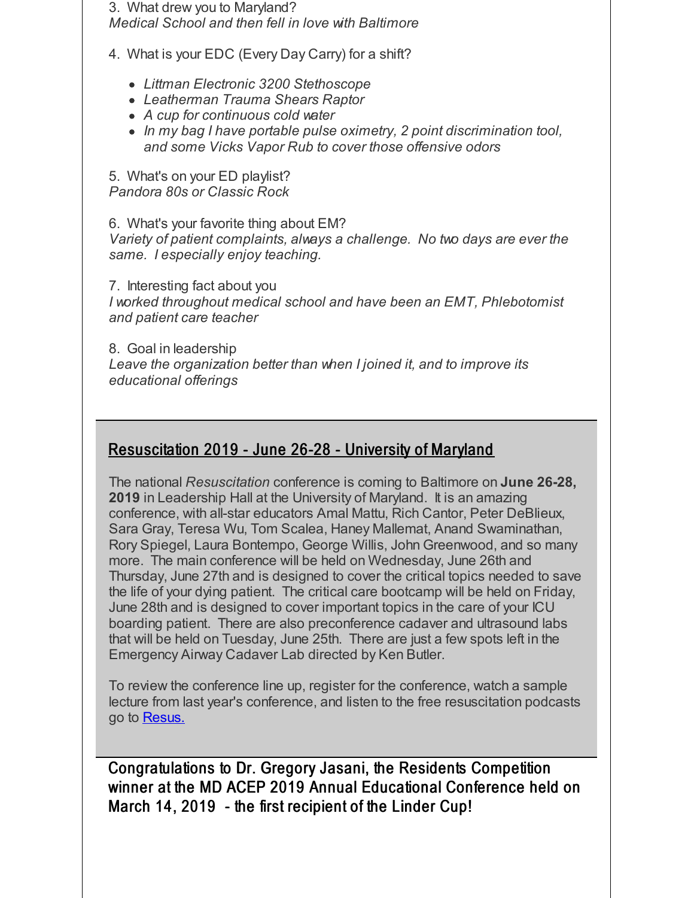3. What drew you to Maryland?
*Medical School and then fell in love with Baltimore*

4. What is your EDC (Every Day Carry) for a shift?

- *Littman Electronic 3200 Stethoscope*
- *Leatherman Trauma Shears Raptor*
- *A cup for continuous cold water*
- *In my bag I have portable pulse oximetry, 2 point discrimination tool, and some Vicks Vapor Rub to cover those offensive odors*

5. What's on your ED playlist?
*Pandora 80s or Classic Rock*

6. What's your favorite thing about EM?
*Variety of patient complaints, always a challenge. No two days are ever the same. I especially enjoy teaching.*

7. Interesting fact about you
*I worked throughout medical school and have been an EMT, Phlebotomist and patient care teacher*

8. Goal in leadership
*Leave the organization better than when I joined it, and to improve its educational offerings*

## Resuscitation 2019 - June 26-28 - University of Maryland

The national *Resuscitation* conference is coming to Baltimore on **June 26-28, 2019** in Leadership Hall at the University of Maryland. It is an amazing conference, with all-star educators Amal Mattu, Rich Cantor, Peter DeBlieux, Sara Gray, Teresa Wu, Tom Scalea, Haney Mallemat, Anand Swaminathan, Rory Spiegel, Laura Bontempo, George Willis, John Greenwood, and so many more. The main conference will be held on Wednesday, June 26th and Thursday, June 27th and is designed to cover the critical topics needed to save the life of your dying patient. The critical care bootcamp will be held on Friday, June 28th and is designed to cover important topics in the care of your ICU boarding patient. There are also preconference cadaver and ultrasound labs that will be held on Tuesday, June 25th. There are just a few spots left in the Emergency Airway Cadaver Lab directed by Ken Butler.

To review the conference line up, register for the conference, watch a sample lecture from last year's conference, and listen to the free resuscitation podcasts go to Resus.

## Congratulations to Dr. Gregory Jasani, the Residents Competition winner at the MD ACEP 2019 Annual Educational Conference held on March 14, 2019 - the first recipient of the Linder Cup!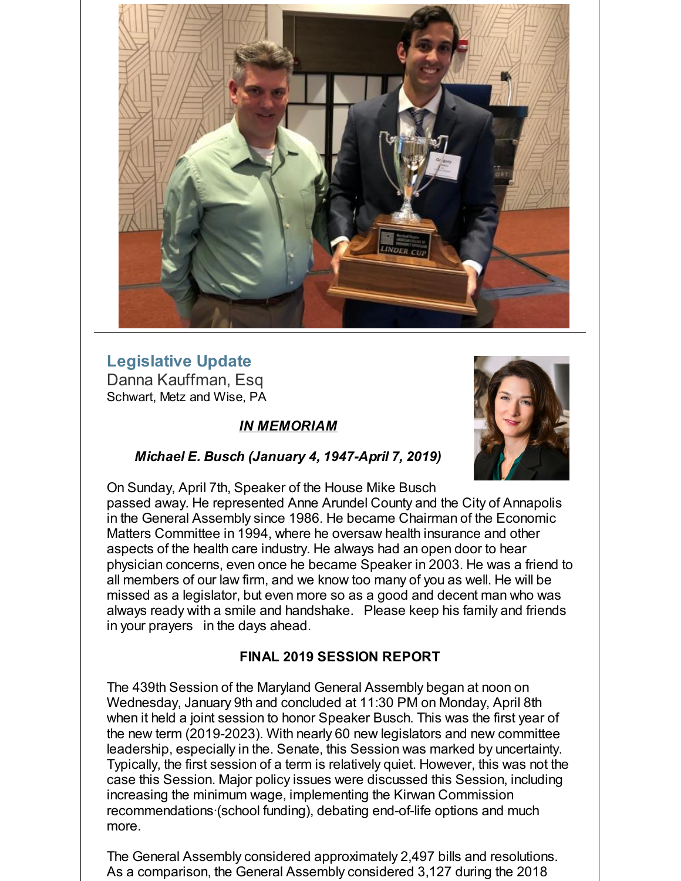## Legislative Update

Danna Kauffman, Esq
Schwart, Metz and Wise, PA

***IN MEMORIAM***

***Michael E. Busch (January 4, 1947-April 7, 2019)***

On Sunday, April 7th, Speaker of the House Mike Busch passed away. He represented Anne Arundel County and the City of Annapolis in the General Assembly since 1986. He became Chairman of the Economic Matters Committee in 1994, where he oversaw health insurance and other aspects of the health care industry. He always had an open door to hear physician concerns, even once he became Speaker in 2003. He was a friend to all members of our law firm, and we know too many of you as well. He will be missed as a legislator, but even more so as a good and decent man who was always ready with a smile and handshake. Please keep his family and friends in your prayers in the days ahead.

**FINAL 2019 SESSION REPORT**

The 439th Session of the Maryland General Assembly began at noon on Wednesday, January 9th and concluded at 11:30 PM on Monday, April 8th when it held a joint session to honor Speaker Busch. This was the first year of the new term (2019-2023). With nearly 60 new legislators and new committee leadership, especially in the. Senate, this Session was marked by uncertainty. Typically, the first session of a term is relatively quiet. However, this was not the case this Session. Major policy issues were discussed this Session, including increasing the minimum wage, implementing the Kirwan Commission recommendations·(school funding), debating end-of-life options and much more.

The General Assembly considered approximately 2,497 bills and resolutions. As a comparison, the General Assembly considered 3,127 during the 2018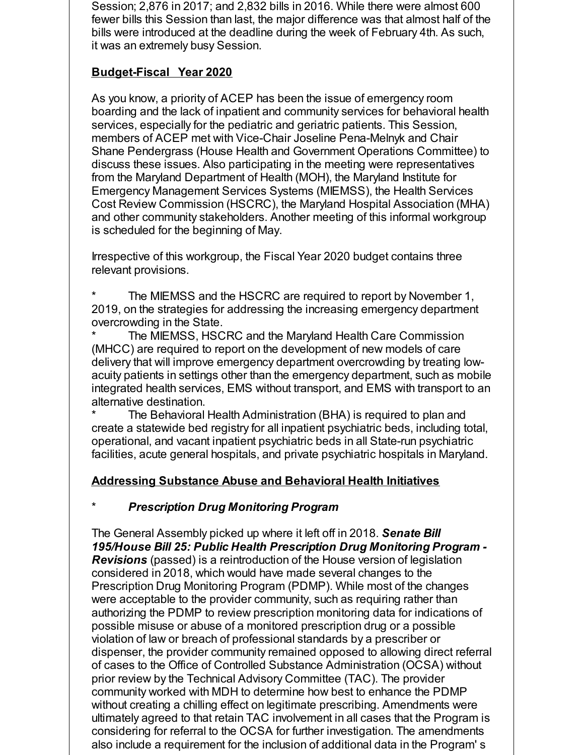Session; 2,876 in 2017; and 2,832 bills in 2016. While there were almost 600 fewer bills this Session than last, the major difference was that almost half of the bills were introduced at the deadline during the week of February 4th. As such, it was an extremely busy Session.

**Budget-Fiscal Year 2020**

As you know, a priority of ACEP has been the issue of emergency room boarding and the lack of inpatient and community services for behavioral health services, especially for the pediatric and geriatric patients. This Session, members of ACEP met with Vice-Chair Joseline Pena-Melnyk and Chair Shane Pendergrass (House Health and Government Operations Committee) to discuss these issues. Also participating in the meeting were representatives from the Maryland Department of Health (MOH), the Maryland Institute for Emergency Management Services Systems (MIEMSS), the Health Services Cost Review Commission (HSCRC), the Maryland Hospital Association (MHA) and other community stakeholders. Another meeting of this informal workgroup is scheduled for the beginning of May.

Irrespective of this workgroup, the Fiscal Year 2020 budget contains three relevant provisions.

* The MIEMSS and the HSCRC are required to report by November 1, 2019, on the strategies for addressing the increasing emergency department overcrowding in the State.
* The MIEMSS, HSCRC and the Maryland Health Care Commission (MHCC) are required to report on the development of new models of care delivery that will improve emergency department overcrowding by treating low-acuity patients in settings other than the emergency department, such as mobile integrated health services, EMS without transport, and EMS with transport to an alternative destination.
* The Behavioral Health Administration (BHA) is required to plan and create a statewide bed registry for all inpatient psychiatric beds, including total, operational, and vacant inpatient psychiatric beds in all State-run psychiatric facilities, acute general hospitals, and private psychiatric hospitals in Maryland.

**Addressing Substance Abuse and Behavioral Health Initiatives**

* ***Prescription Drug Monitoring Program***

The General Assembly picked up where it left off in 2018. ***Senate Bill 195/House Bill 25: Public Health Prescription Drug Monitoring Program - Revisions*** (passed) is a reintroduction of the House version of legislation considered in 2018, which would have made several changes to the Prescription Drug Monitoring Program (PDMP). While most of the changes were acceptable to the provider community, such as requiring rather than authorizing the PDMP to review prescription monitoring data for indications of possible misuse or abuse of a monitored prescription drug or a possible violation of law or breach of professional standards by a prescriber or dispenser, the provider community remained opposed to allowing direct referral of cases to the Office of Controlled Substance Administration (OCSA) without prior review by the Technical Advisory Committee (TAC). The provider community worked with MDH to determine how best to enhance the PDMP without creating a chilling effect on legitimate prescribing. Amendments were ultimately agreed to that retain TAC involvement in all cases that the Program is considering for referral to the OCSA for further investigation. The amendments also include a requirement for the inclusion of additional data in the Program' s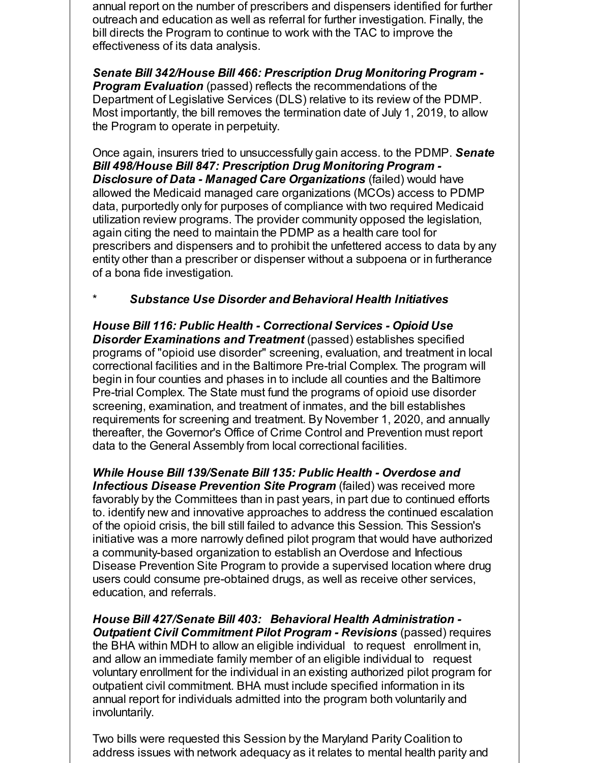annual report on the number of prescribers and dispensers identified for further outreach and education as well as referral for further investigation. Finally, the bill directs the Program to continue to work with the TAC to improve the effectiveness of its data analysis.

***Senate Bill 342/House Bill 466: Prescription Drug Monitoring Program - Program Evaluation*** (passed) reflects the recommendations of the Department of Legislative Services (DLS) relative to its review of the PDMP. Most importantly, the bill removes the termination date of July 1, 2019, to allow the Program to operate in perpetuity.

Once again, insurers tried to unsuccessfully gain access. to the PDMP. ***Senate Bill 498/House Bill 847: Prescription Drug Monitoring Program - Disclosure of Data - Managed Care Organizations*** (failed) would have allowed the Medicaid managed care organizations (MCOs) access to PDMP data, purportedly only for purposes of compliance with two required Medicaid utilization review programs. The provider community opposed the legislation, again citing the need to maintain the PDMP as a health care tool for prescribers and dispensers and to prohibit the unfettered access to data by any entity other than a prescriber or dispenser without a subpoena or in furtherance of a bona fide investigation.

\* ***Substance Use Disorder and Behavioral Health Initiatives***

***House Bill 116: Public Health - Correctional Services - Opioid Use Disorder Examinations and Treatment*** (passed) establishes specified programs of "opioid use disorder" screening, evaluation, and treatment in local correctional facilities and in the Baltimore Pre-trial Complex. The program will begin in four counties and phases in to include all counties and the Baltimore Pre-trial Complex. The State must fund the programs of opioid use disorder screening, examination, and treatment of inmates, and the bill establishes requirements for screening and treatment. By November 1, 2020, and annually thereafter, the Governor's Office of Crime Control and Prevention must report data to the General Assembly from local correctional facilities.

While ***House Bill 139/Senate Bill 135: Public Health - Overdose and Infectious Disease Prevention Site Program*** (failed) was received more favorably by the Committees than in past years, in part due to continued efforts to. identify new and innovative approaches to address the continued escalation of the opioid crisis, the bill still failed to advance this Session. This Session's initiative was a more narrowly defined pilot program that would have authorized a community-based organization to establish an Overdose and Infectious Disease Prevention Site Program to provide a supervised location where drug users could consume pre-obtained drugs, as well as receive other services, education, and referrals.

***House Bill 427/Senate Bill 403: Behavioral Health Administration - Outpatient Civil Commitment Pilot Program - Revisions*** (passed) requires the BHA within MDH to allow an eligible individual to request enrollment in, and allow an immediate family member of an eligible individual to request voluntary enrollment for the individual in an existing authorized pilot program for outpatient civil commitment. BHA must include specified information in its annual report for individuals admitted into the program both voluntarily and involuntarily.

Two bills were requested this Session by the Maryland Parity Coalition to address issues with network adequacy as it relates to mental health parity and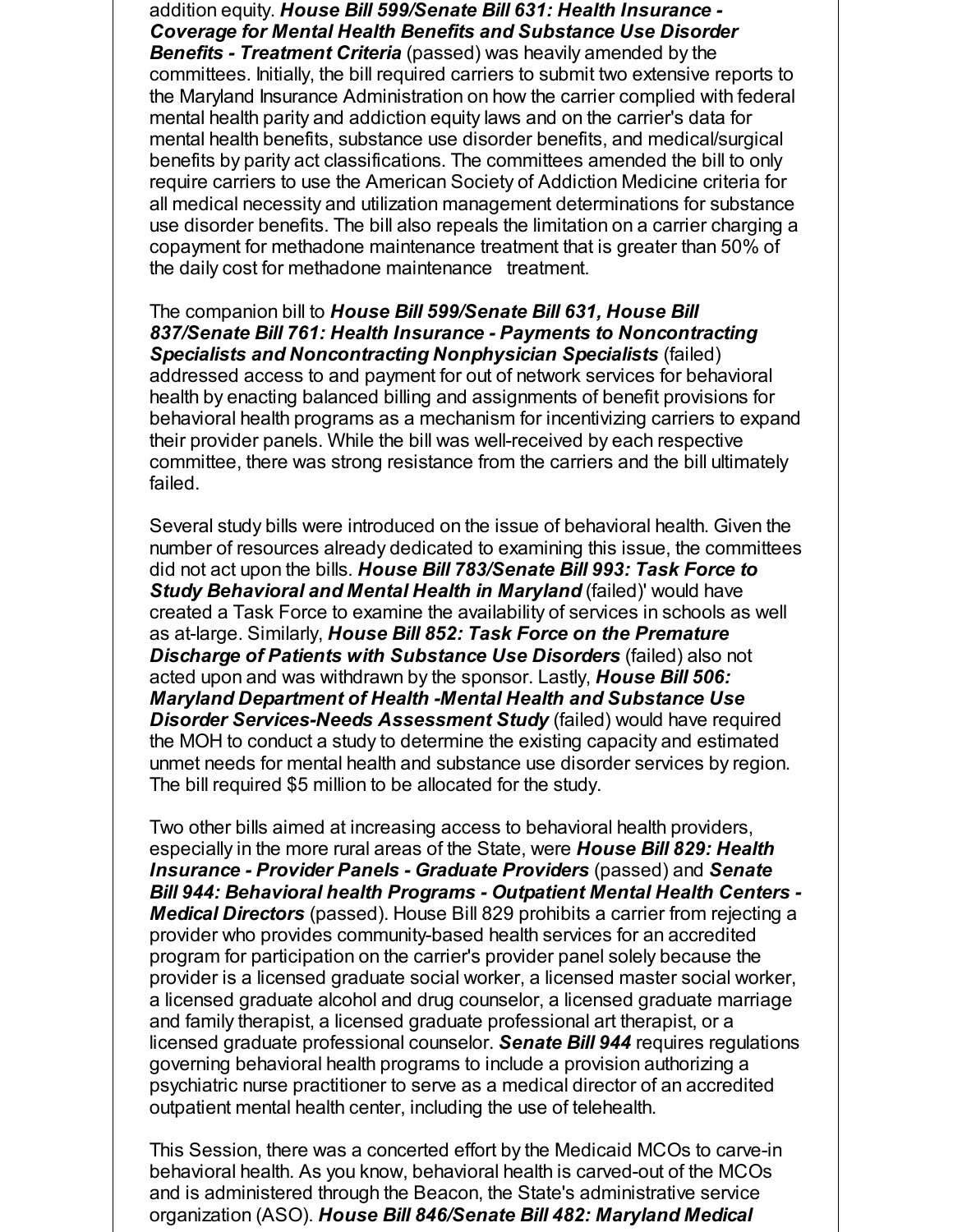addition equity. ***House Bill 599/Senate Bill 631: Health Insurance - Coverage for Mental Health Benefits and Substance Use Disorder Benefits - Treatment Criteria*** (passed) was heavily amended by the committees. Initially, the bill required carriers to submit two extensive reports to the Maryland Insurance Administration on how the carrier complied with federal mental health parity and addiction equity laws and on the carrier's data for mental health benefits, substance use disorder benefits, and medical/surgical benefits by parity act classifications. The committees amended the bill to only require carriers to use the American Society of Addiction Medicine criteria for all medical necessity and utilization management determinations for substance use disorder benefits. The bill also repeals the limitation on a carrier charging a copayment for methadone maintenance treatment that is greater than 50% of the daily cost for methadone maintenance treatment.

The companion bill to ***House Bill 599/Senate Bill 631, House Bill 837/Senate Bill 761: Health Insurance - Payments to Noncontracting Specialists and Noncontracting Nonphysician Specialists*** (failed) addressed access to and payment for out of network services for behavioral health by enacting balanced billing and assignments of benefit provisions for behavioral health programs as a mechanism for incentivizing carriers to expand their provider panels. While the bill was well-received by each respective committee, there was strong resistance from the carriers and the bill ultimately failed.

Several study bills were introduced on the issue of behavioral health. Given the number of resources already dedicated to examining this issue, the committees did not act upon the bills. ***House Bill 783/Senate Bill 993: Task Force to Study Behavioral and Mental Health in Maryland*** (failed)' would have created a Task Force to examine the availability of services in schools as well as at-large. Similarly, ***House Bill 852: Task Force on the Premature Discharge of Patients with Substance Use Disorders*** (failed) also not acted upon and was withdrawn by the sponsor. Lastly, ***House Bill 506: Maryland Department of Health -Mental Health and Substance Use Disorder Services-Needs Assessment Study*** (failed) would have required the MOH to conduct a study to determine the existing capacity and estimated unmet needs for mental health and substance use disorder services by region. The bill required $5 million to be allocated for the study.

Two other bills aimed at increasing access to behavioral health providers, especially in the more rural areas of the State, were ***House Bill 829: Health Insurance - Provider Panels - Graduate Providers*** (passed) and ***Senate Bill 944: Behavioral health Programs - Outpatient Mental Health Centers - Medical Directors*** (passed). House Bill 829 prohibits a carrier from rejecting a provider who provides community-based health services for an accredited program for participation on the carrier's provider panel solely because the provider is a licensed graduate social worker, a licensed master social worker, a licensed graduate alcohol and drug counselor, a licensed graduate marriage and family therapist, a licensed graduate professional art therapist, or a licensed graduate professional counselor. ***Senate Bill 944*** requires regulations governing behavioral health programs to include a provision authorizing a psychiatric nurse practitioner to serve as a medical director of an accredited outpatient mental health center, including the use of telehealth.

This Session, there was a concerted effort by the Medicaid MCOs to carve-in behavioral health. As you know, behavioral health is carved-out of the MCOs and is administered through the Beacon, the State's administrative service organization (ASO). ***House Bill 846/Senate Bill 482: Maryland Medical***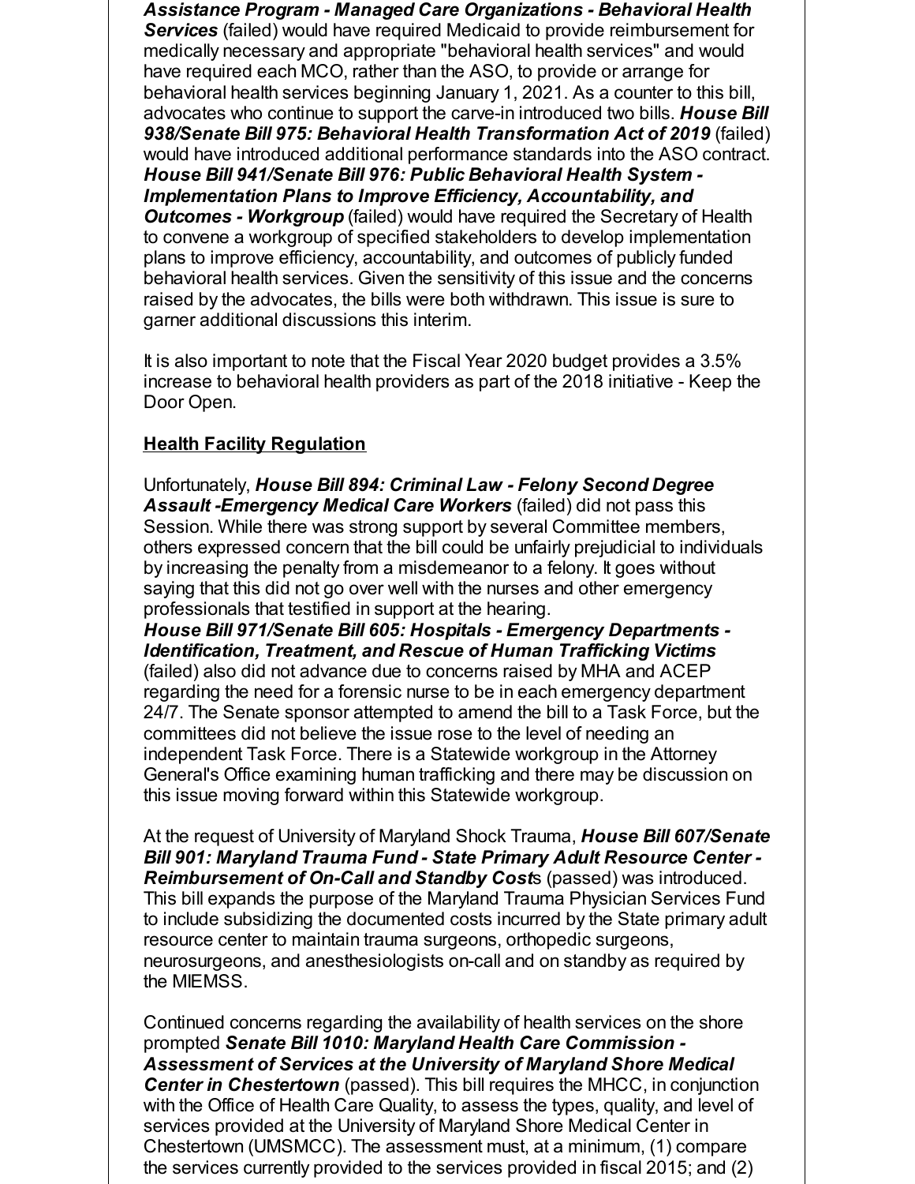***Assistance Program - Managed Care Organizations - Behavioral Health Services*** (failed) would have required Medicaid to provide reimbursement for medically necessary and appropriate "behavioral health services" and would have required each MCO, rather than the ASO, to provide or arrange for behavioral health services beginning January 1, 2021. As a counter to this bill, advocates who continue to support the carve-in introduced two bills. ***House Bill 938/Senate Bill 975: Behavioral Health Transformation Act of 2019*** (failed) would have introduced additional performance standards into the ASO contract. ***House Bill 941/Senate Bill 976: Public Behavioral Health System - Implementation Plans to Improve Efficiency, Accountability, and Outcomes - Workgroup*** (failed) would have required the Secretary of Health to convene a workgroup of specified stakeholders to develop implementation plans to improve efficiency, accountability, and outcomes of publicly funded behavioral health services. Given the sensitivity of this issue and the concerns raised by the advocates, the bills were both withdrawn. This issue is sure to garner additional discussions this interim.

It is also important to note that the Fiscal Year 2020 budget provides a 3.5% increase to behavioral health providers as part of the 2018 initiative - Keep the Door Open.

**Health Facility Regulation**

Unfortunately, ***House Bill 894: Criminal Law - Felony Second Degree Assault -Emergency Medical Care Workers*** (failed) did not pass this Session. While there was strong support by several Committee members, others expressed concern that the bill could be unfairly prejudicial to individuals by increasing the penalty from a misdemeanor to a felony. It goes without saying that this did not go over well with the nurses and other emergency professionals that testified in support at the hearing.
***House Bill 971/Senate Bill 605: Hospitals - Emergency Departments - Identification, Treatment, and Rescue of Human Trafficking Victims*** (failed) also did not advance due to concerns raised by MHA and ACEP regarding the need for a forensic nurse to be in each emergency department 24/7. The Senate sponsor attempted to amend the bill to a Task Force, but the committees did not believe the issue rose to the level of needing an independent Task Force. There is a Statewide workgroup in the Attorney General's Office examining human trafficking and there may be discussion on this issue moving forward within this Statewide workgroup.

At the request of University of Maryland Shock Trauma, ***House Bill 607/Senate Bill 901: Maryland Trauma Fund - State Primary Adult Resource Center - Reimbursement of On-Call and Standby Cost***s (passed) was introduced. This bill expands the purpose of the Maryland Trauma Physician Services Fund to include subsidizing the documented costs incurred by the State primary adult resource center to maintain trauma surgeons, orthopedic surgeons, neurosurgeons, and anesthesiologists on-call and on standby as required by the MIEMSS.

Continued concerns regarding the availability of health services on the shore prompted ***Senate Bill 1010: Maryland Health Care Commission - Assessment of Services at the University of Maryland Shore Medical Center in Chestertown*** (passed). This bill requires the MHCC, in conjunction with the Office of Health Care Quality, to assess the types, quality, and level of services provided at the University of Maryland Shore Medical Center in Chestertown (UMSMCC). The assessment must, at a minimum, (1) compare the services currently provided to the services provided in fiscal 2015; and (2)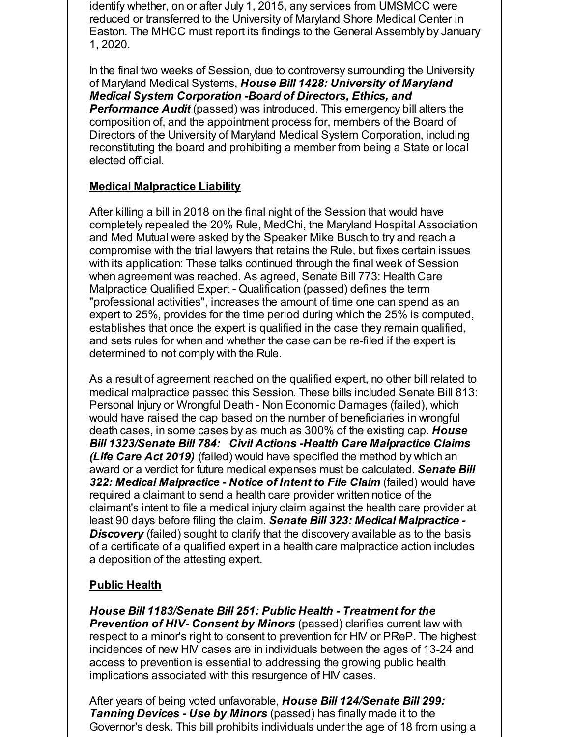identify whether, on or after July 1, 2015, any services from UMSMCC were reduced or transferred to the University of Maryland Shore Medical Center in Easton. The MHCC must report its findings to the General Assembly by January 1, 2020.

In the final two weeks of Session, due to controversy surrounding the University of Maryland Medical Systems, ***House Bill 1428: University of Maryland Medical System Corporation -Board of Directors, Ethics, and Performance Audit*** (passed) was introduced. This emergency bill alters the composition of, and the appointment process for, members of the Board of Directors of the University of Maryland Medical System Corporation, including reconstituting the board and prohibiting a member from being a State or local elected official.

**Medical Malpractice Liability**

After killing a bill in 2018 on the final night of the Session that would have completely repealed the 20% Rule, MedChi, the Maryland Hospital Association and Med Mutual were asked by the Speaker Mike Busch to try and reach a compromise with the trial lawyers that retains the Rule, but fixes certain issues with its application: These talks continued through the final week of Session when agreement was reached. As agreed, Senate Bill 773: Health Care Malpractice Qualified Expert - Qualification (passed) defines the term "professional activities", increases the amount of time one can spend as an expert to 25%, provides for the time period during which the 25% is computed, establishes that once the expert is qualified in the case they remain qualified, and sets rules for when and whether the case can be re-filed if the expert is determined to not comply with the Rule.

As a result of agreement reached on the qualified expert, no other bill related to medical malpractice passed this Session. These bills included Senate Bill 813: Personal Injury or Wrongful Death - Non Economic Damages (failed), which would have raised the cap based on the number of beneficiaries in wrongful death cases, in some cases by as much as 300% of the existing cap. ***House Bill 1323/Senate Bill 784: Civil Actions -Health Care Malpractice Claims (Life Care Act 2019)*** (failed) would have specified the method by which an award or a verdict for future medical expenses must be calculated. ***Senate Bill 322: Medical Malpractice - Notice of Intent to File Claim*** (failed) would have required a claimant to send a health care provider written notice of the claimant's intent to file a medical injury claim against the health care provider at least 90 days before filing the claim. ***Senate Bill 323: Medical Malpractice - Discovery*** (failed) sought to clarify that the discovery available as to the basis of a certificate of a qualified expert in a health care malpractice action includes a deposition of the attesting expert.

**Public Health**

***House Bill 1183/Senate Bill 251: Public Health - Treatment for the Prevention of HIV- Consent by Minors*** (passed) clarifies current law with respect to a minor's right to consent to prevention for HIV or PReP. The highest incidences of new HIV cases are in individuals between the ages of 13-24 and access to prevention is essential to addressing the growing public health implications associated with this resurgence of HIV cases.

After years of being voted unfavorable, ***House Bill 124/Senate Bill 299: Tanning Devices - Use by Minors*** (passed) has finally made it to the Governor's desk. This bill prohibits individuals under the age of 18 from using a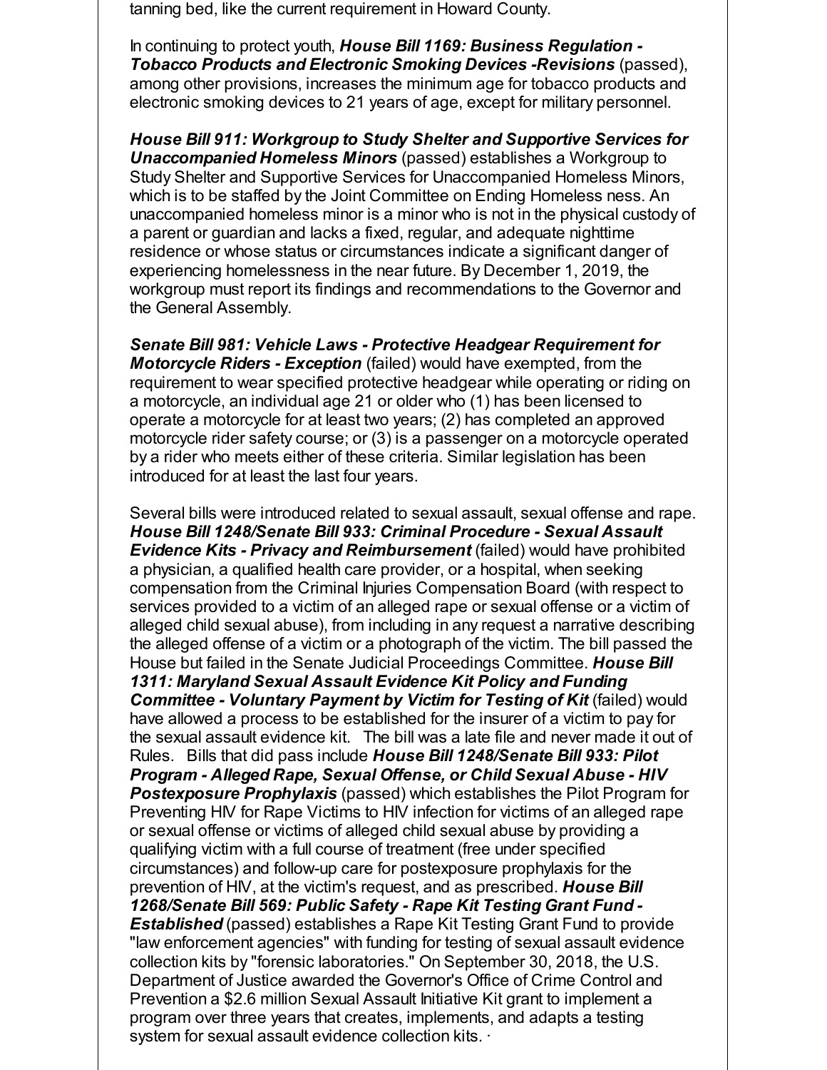tanning bed, like the current requirement in Howard County.

In continuing to protect youth, ***House Bill 1169: Business Regulation - Tobacco Products and Electronic Smoking Devices -Revisions*** (passed), among other provisions, increases the minimum age for tobacco products and electronic smoking devices to 21 years of age, except for military personnel.

***House Bill 911: Workgroup to Study Shelter and Supportive Services for Unaccompanied Homeless Minors*** (passed) establishes a Workgroup to Study Shelter and Supportive Services for Unaccompanied Homeless Minors, which is to be staffed by the Joint Committee on Ending Homeless ness. An unaccompanied homeless minor is a minor who is not in the physical custody of a parent or guardian and lacks a fixed, regular, and adequate nighttime residence or whose status or circumstances indicate a significant danger of experiencing homelessness in the near future. By December 1, 2019, the workgroup must report its findings and recommendations to the Governor and the General Assembly.

***Senate Bill 981: Vehicle Laws - Protective Headgear Requirement for Motorcycle Riders - Exception*** (failed) would have exempted, from the requirement to wear specified protective headgear while operating or riding on a motorcycle, an individual age 21 or older who (1) has been licensed to operate a motorcycle for at least two years; (2) has completed an approved motorcycle rider safety course; or (3) is a passenger on a motorcycle operated by a rider who meets either of these criteria. Similar legislation has been introduced for at least the last four years.

Several bills were introduced related to sexual assault, sexual offense and rape. ***House Bill 1248/Senate Bill 933: Criminal Procedure - Sexual Assault Evidence Kits - Privacy and Reimbursement*** (failed) would have prohibited a physician, a qualified health care provider, or a hospital, when seeking compensation from the Criminal Injuries Compensation Board (with respect to services provided to a victim of an alleged rape or sexual offense or a victim of alleged child sexual abuse), from including in any request a narrative describing the alleged offense of a victim or a photograph of the victim. The bill passed the House but failed in the Senate Judicial Proceedings Committee. ***House Bill 1311: Maryland Sexual Assault Evidence Kit Policy and Funding Committee - Voluntary Payment by Victim for Testing of Kit*** (failed) would have allowed a process to be established for the insurer of a victim to pay for the sexual assault evidence kit. The bill was a late file and never made it out of Rules. Bills that did pass include ***House Bill 1248/Senate Bill 933: Pilot Program - Alleged Rape, Sexual Offense, or Child Sexual Abuse - HIV Postexposure Prophylaxis*** (passed) which establishes the Pilot Program for Preventing HIV for Rape Victims to HIV infection for victims of an alleged rape or sexual offense or victims of alleged child sexual abuse by providing a qualifying victim with a full course of treatment (free under specified circumstances) and follow-up care for postexposure prophylaxis for the prevention of HIV, at the victim's request, and as prescribed. ***House Bill 1268/Senate Bill 569: Public Safety - Rape Kit Testing Grant Fund - Established*** (passed) establishes a Rape Kit Testing Grant Fund to provide "law enforcement agencies" with funding for testing of sexual assault evidence collection kits by "forensic laboratories." On September 30, 2018, the U.S. Department of Justice awarded the Governor's Office of Crime Control and Prevention a $2.6 million Sexual Assault Initiative Kit grant to implement a program over three years that creates, implements, and adapts a testing system for sexual assault evidence collection kits. ·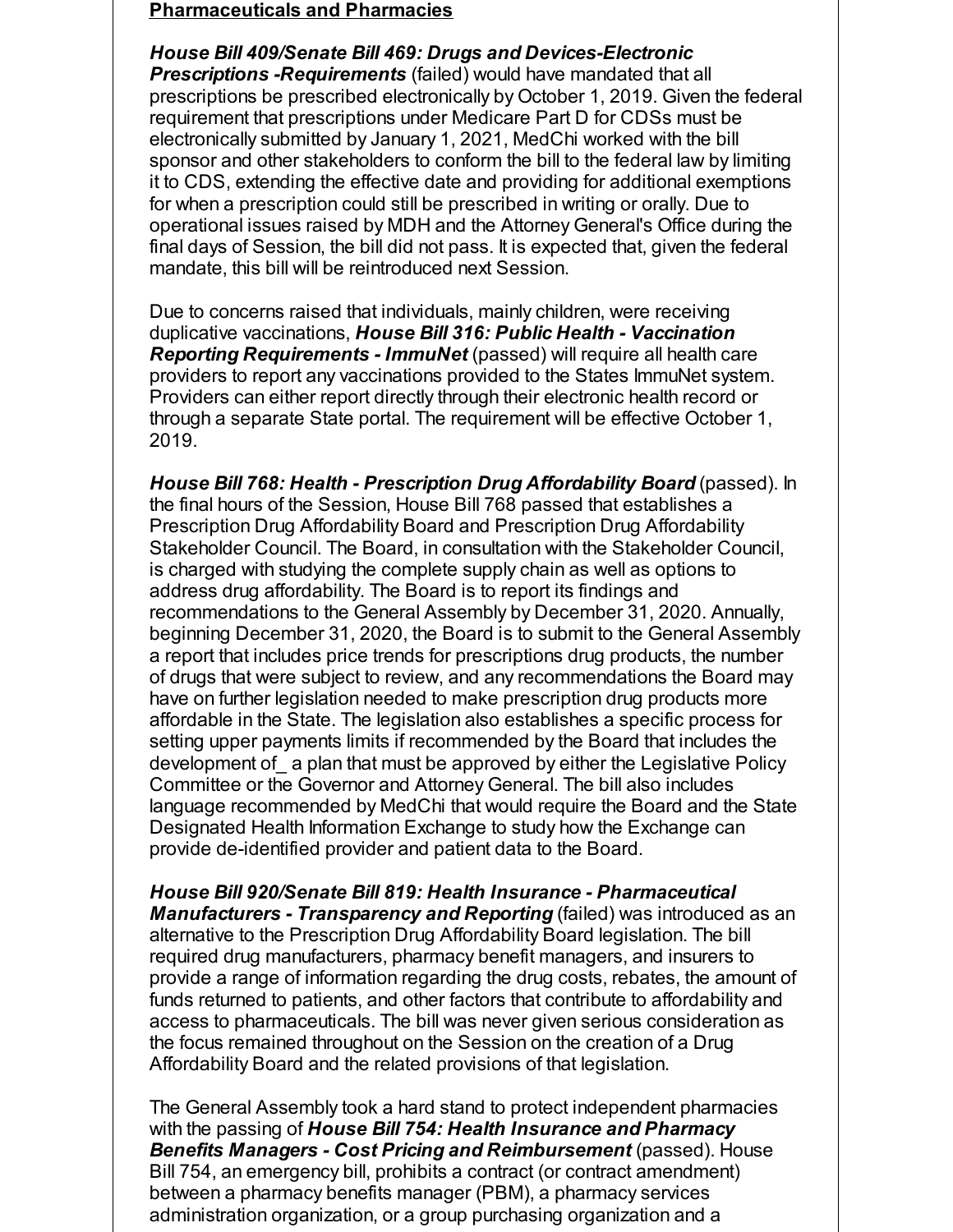**Pharmaceuticals and Pharmacies**

***House Bill 409/Senate Bill 469: Drugs and Devices-Electronic Prescriptions -Requirements*** (failed) would have mandated that all prescriptions be prescribed electronically by October 1, 2019. Given the federal requirement that prescriptions under Medicare Part D for CDSs must be electronically submitted by January 1, 2021, MedChi worked with the bill sponsor and other stakeholders to conform the bill to the federal law by limiting it to CDS, extending the effective date and providing for additional exemptions for when a prescription could still be prescribed in writing or orally. Due to operational issues raised by MDH and the Attorney General's Office during the final days of Session, the bill did not pass. It is expected that, given the federal mandate, this bill will be reintroduced next Session.

Due to concerns raised that individuals, mainly children, were receiving duplicative vaccinations, ***House Bill 316: Public Health - Vaccination Reporting Requirements - ImmuNet*** (passed) will require all health care providers to report any vaccinations provided to the States ImmuNet system. Providers can either report directly through their electronic health record or through a separate State portal. The requirement will be effective October 1, 2019.

***House Bill 768: Health - Prescription Drug Affordability Board*** (passed). In the final hours of the Session, House Bill 768 passed that establishes a Prescription Drug Affordability Board and Prescription Drug Affordability Stakeholder Council. The Board, in consultation with the Stakeholder Council, is charged with studying the complete supply chain as well as options to address drug affordability. The Board is to report its findings and recommendations to the General Assembly by December 31, 2020. Annually, beginning December 31, 2020, the Board is to submit to the General Assembly a report that includes price trends for prescriptions drug products, the number of drugs that were subject to review, and any recommendations the Board may have on further legislation needed to make prescription drug products more affordable in the State. The legislation also establishes a specific process for setting upper payments limits if recommended by the Board that includes the development of_ a plan that must be approved by either the Legislative Policy Committee or the Governor and Attorney General. The bill also includes language recommended by MedChi that would require the Board and the State Designated Health Information Exchange to study how the Exchange can provide de-identified provider and patient data to the Board.

***House Bill 920/Senate Bill 819: Health Insurance - Pharmaceutical Manufacturers - Transparency and Reporting*** (failed) was introduced as an alternative to the Prescription Drug Affordability Board legislation. The bill required drug manufacturers, pharmacy benefit managers, and insurers to provide a range of information regarding the drug costs, rebates, the amount of funds returned to patients, and other factors that contribute to affordability and access to pharmaceuticals. The bill was never given serious consideration as the focus remained throughout on the Session on the creation of a Drug Affordability Board and the related provisions of that legislation.

The General Assembly took a hard stand to protect independent pharmacies with the passing of ***House Bill 754: Health Insurance and Pharmacy Benefits Managers - Cost Pricing and Reimbursement*** (passed). House Bill 754, an emergency bill, prohibits a contract (or contract amendment) between a pharmacy benefits manager (PBM), a pharmacy services administration organization, or a group purchasing organization and a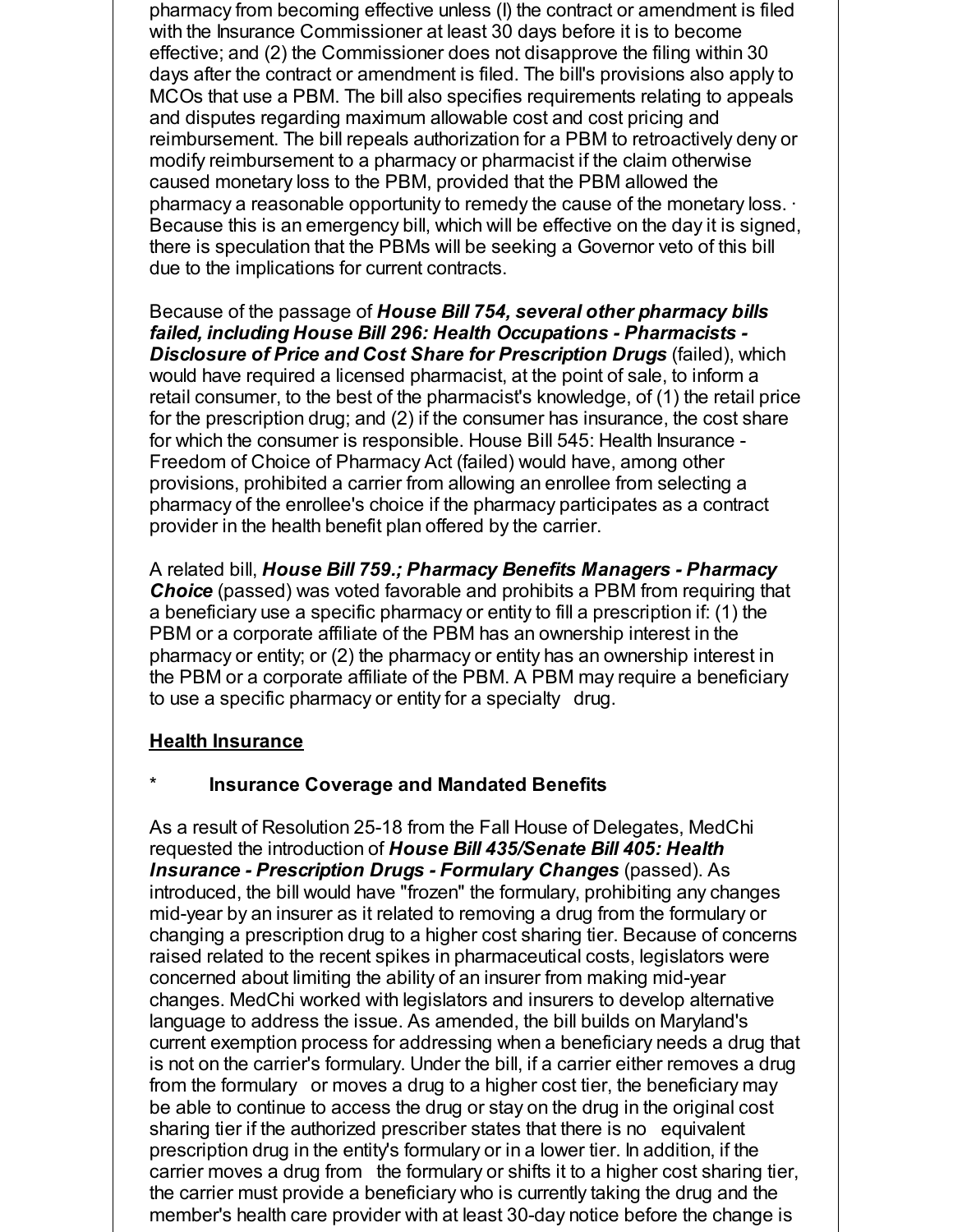pharmacy from becoming effective unless (l) the contract or amendment is filed with the Insurance Commissioner at least 30 days before it is to become effective; and (2) the Commissioner does not disapprove the filing within 30 days after the contract or amendment is filed. The bill's provisions also apply to MCOs that use a PBM. The bill also specifies requirements relating to appeals and disputes regarding maximum allowable cost and cost pricing and reimbursement. The bill repeals authorization for a PBM to retroactively deny or modify reimbursement to a pharmacy or pharmacist if the claim otherwise caused monetary loss to the PBM, provided that the PBM allowed the pharmacy a reasonable opportunity to remedy the cause of the monetary loss. · Because this is an emergency bill, which will be effective on the day it is signed, there is speculation that the PBMs will be seeking a Governor veto of this bill due to the implications for current contracts.

Because of the passage of ***House Bill 754, several other pharmacy bills failed, including House Bill 296: Health Occupations - Pharmacists - Disclosure of Price and Cost Share for Prescription Drugs*** (failed), which would have required a licensed pharmacist, at the point of sale, to inform a retail consumer, to the best of the pharmacist's knowledge, of (1) the retail price for the prescription drug; and (2) if the consumer has insurance, the cost share for which the consumer is responsible. House Bill 545: Health Insurance - Freedom of Choice of Pharmacy Act (failed) would have, among other provisions, prohibited a carrier from allowing an enrollee from selecting a pharmacy of the enrollee's choice if the pharmacy participates as a contract provider in the health benefit plan offered by the carrier.

A related bill, ***House Bill 759.; Pharmacy Benefits Managers - Pharmacy Choice*** (passed) was voted favorable and prohibits a PBM from requiring that a beneficiary use a specific pharmacy or entity to fill a prescription if: (1) the PBM or a corporate affiliate of the PBM has an ownership interest in the pharmacy or entity; or (2) the pharmacy or entity has an ownership interest in the PBM or a corporate affiliate of the PBM. A PBM may require a beneficiary to use a specific pharmacy or entity for a specialty drug.

**<u>Health Insurance</u>**

\* **Insurance Coverage and Mandated Benefits**

As a result of Resolution 25-18 from the Fall House of Delegates, MedChi requested the introduction of ***House Bill 435/Senate Bill 405: Health Insurance - Prescription Drugs - Formulary Changes*** (passed). As introduced, the bill would have "frozen" the formulary, prohibiting any changes mid-year by an insurer as it related to removing a drug from the formulary or changing a prescription drug to a higher cost sharing tier. Because of concerns raised related to the recent spikes in pharmaceutical costs, legislators were concerned about limiting the ability of an insurer from making mid-year changes. MedChi worked with legislators and insurers to develop alternative language to address the issue. As amended, the bill builds on Maryland's current exemption process for addressing when a beneficiary needs a drug that is not on the carrier's formulary. Under the bill, if a carrier either removes a drug from the formulary or moves a drug to a higher cost tier, the beneficiary may be able to continue to access the drug or stay on the drug in the original cost sharing tier if the authorized prescriber states that there is no equivalent prescription drug in the entity's formulary or in a lower tier. In addition, if the carrier moves a drug from the formulary or shifts it to a higher cost sharing tier, the carrier must provide a beneficiary who is currently taking the drug and the member's health care provider with at least 30-day notice before the change is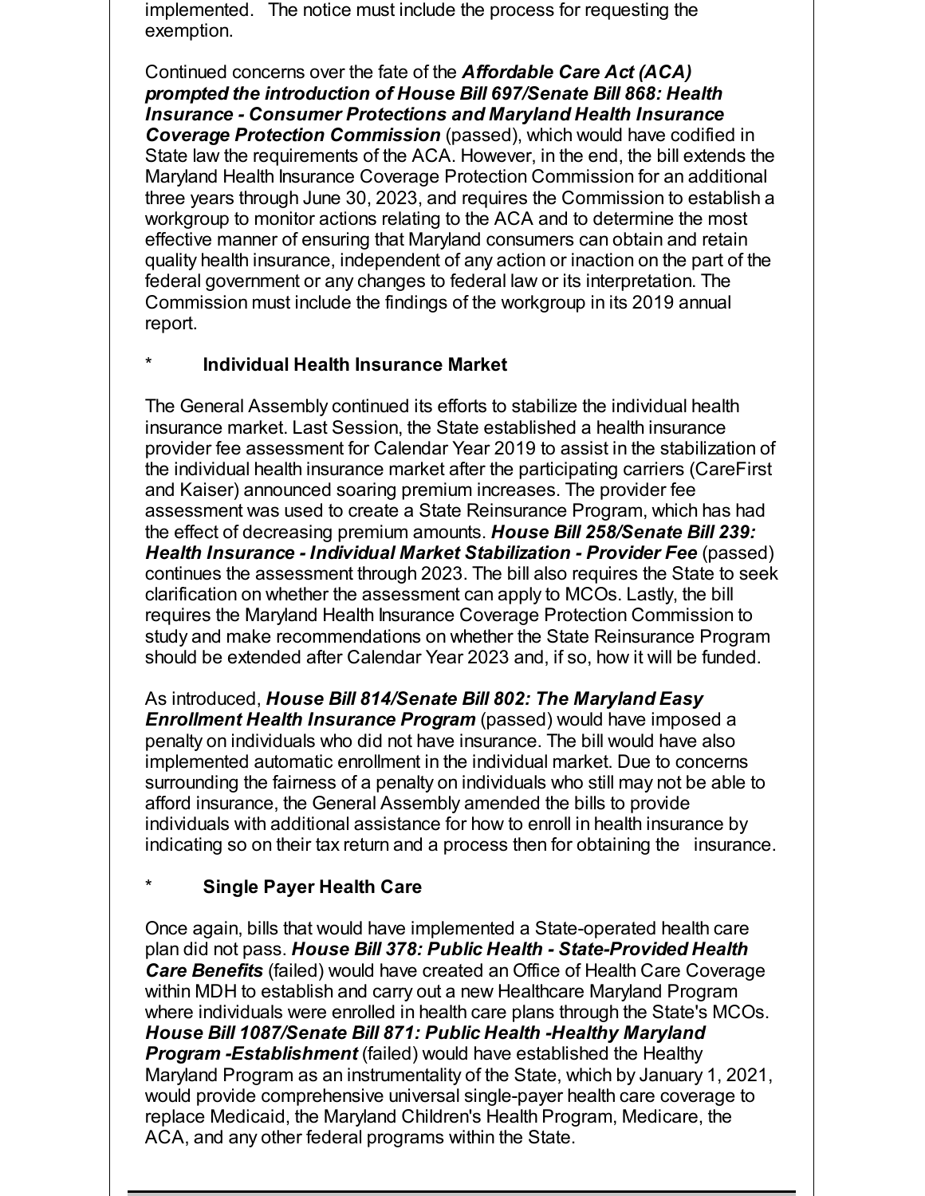implemented. The notice must include the process for requesting the exemption.

Continued concerns over the fate of the ***Affordable Care Act (ACA) prompted the introduction of House Bill 697/Senate Bill 868: Health Insurance - Consumer Protections and Maryland Health Insurance Coverage Protection Commission*** (passed), which would have codified in State law the requirements of the ACA. However, in the end, the bill extends the Maryland Health Insurance Coverage Protection Commission for an additional three years through June 30, 2023, and requires the Commission to establish a workgroup to monitor actions relating to the ACA and to determine the most effective manner of ensuring that Maryland consumers can obtain and retain quality health insurance, independent of any action or inaction on the part of the federal government or any changes to federal law or its interpretation. The Commission must include the findings of the workgroup in its 2019 annual report.

\* **Individual Health Insurance Market**

The General Assembly continued its efforts to stabilize the individual health insurance market. Last Session, the State established a health insurance provider fee assessment for Calendar Year 2019 to assist in the stabilization of the individual health insurance market after the participating carriers (CareFirst and Kaiser) announced soaring premium increases. The provider fee assessment was used to create a State Reinsurance Program, which has had the effect of decreasing premium amounts. ***House Bill 258/Senate Bill 239: Health Insurance - Individual Market Stabilization - Provider Fee*** (passed) continues the assessment through 2023. The bill also requires the State to seek clarification on whether the assessment can apply to MCOs. Lastly, the bill requires the Maryland Health Insurance Coverage Protection Commission to study and make recommendations on whether the State Reinsurance Program should be extended after Calendar Year 2023 and, if so, how it will be funded.

As introduced, ***House Bill 814/Senate Bill 802: The Maryland Easy Enrollment Health Insurance Program*** (passed) would have imposed a penalty on individuals who did not have insurance. The bill would have also implemented automatic enrollment in the individual market. Due to concerns surrounding the fairness of a penalty on individuals who still may not be able to afford insurance, the General Assembly amended the bills to provide individuals with additional assistance for how to enroll in health insurance by indicating so on their tax return and a process then for obtaining the insurance.

\* **Single Payer Health Care**

Once again, bills that would have implemented a State-operated health care plan did not pass. ***House Bill 378: Public Health - State-Provided Health Care Benefits*** (failed) would have created an Office of Health Care Coverage within MDH to establish and carry out a new Healthcare Maryland Program where individuals were enrolled in health care plans through the State's MCOs. ***House Bill 1087/Senate Bill 871: Public Health -Healthy Maryland Program -Establishment*** (failed) would have established the Healthy Maryland Program as an instrumentality of the State, which by January 1, 2021, would provide comprehensive universal single-payer health care coverage to replace Medicaid, the Maryland Children's Health Program, Medicare, the ACA, and any other federal programs within the State.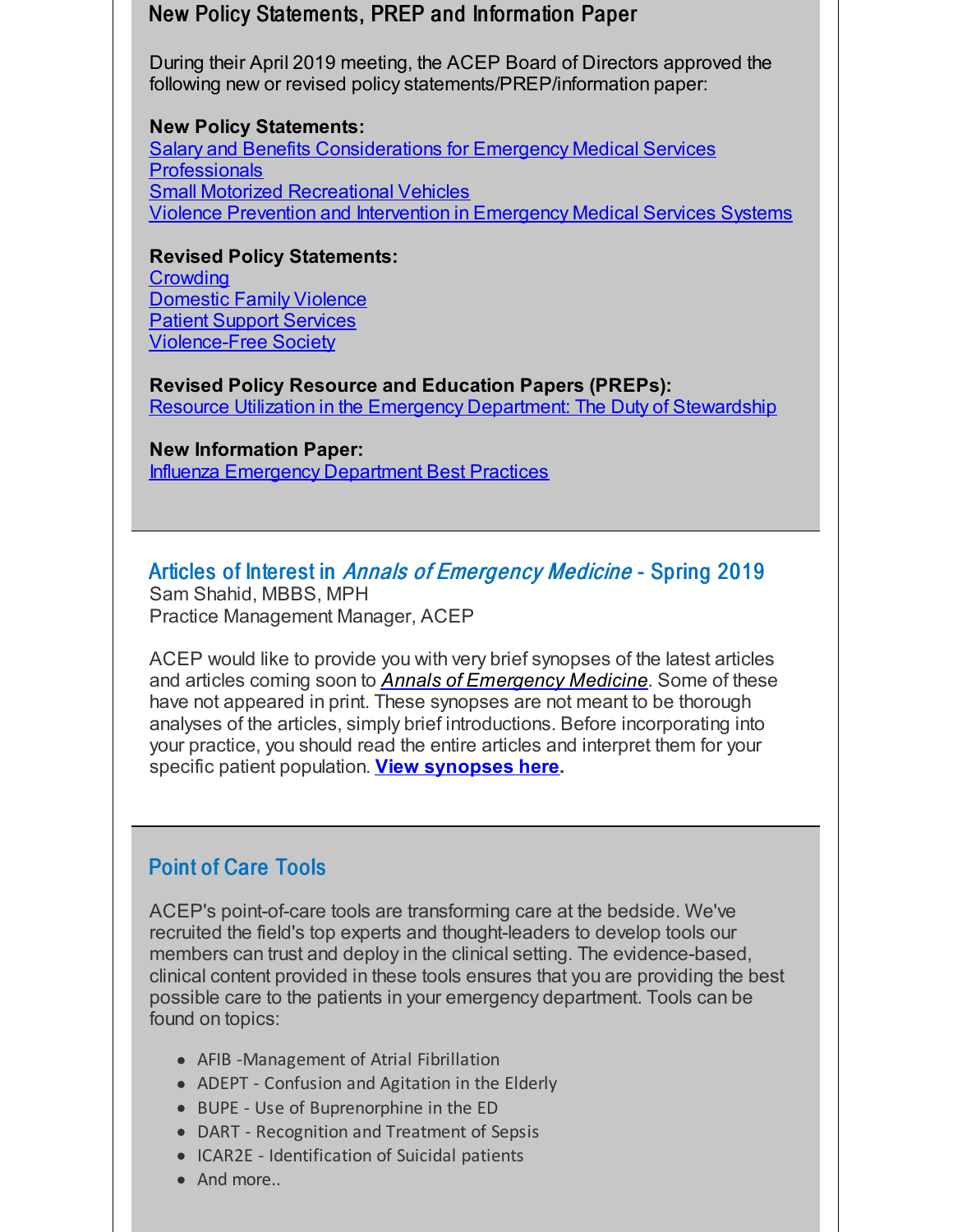## New Policy Statements, PREP and Information Paper

During their April 2019 meeting, the ACEP Board of Directors approved the following new or revised policy statements/PREP/information paper:

**New Policy Statements:**
Salary and Benefits Considerations for Emergency Medical Services Professionals
Small Motorized Recreational Vehicles
Violence Prevention and Intervention in Emergency Medical Services Systems

**Revised Policy Statements:**
Crowding
Domestic Family Violence
Patient Support Services
Violence-Free Society

**Revised Policy Resource and Education Papers (PREPs):**
Resource Utilization in the Emergency Department: The Duty of Stewardship

**New Information Paper:**
Influenza Emergency Department Best Practices

## Articles of Interest in *Annals of Emergency Medicine* - Spring 2019

Sam Shahid, MBBS, MPH
Practice Management Manager, ACEP

ACEP would like to provide you with very brief synopses of the latest articles and articles coming soon to *Annals of Emergency Medicine*. Some of these have not appeared in print. These synopses are not meant to be thorough analyses of the articles, simply brief introductions. Before incorporating into your practice, you should read the entire articles and interpret them for your specific patient population. **View synopses here.**

## Point of Care Tools

ACEP's point-of-care tools are transforming care at the bedside. We've recruited the field's top experts and thought-leaders to develop tools our members can trust and deploy in the clinical setting. The evidence-based, clinical content provided in these tools ensures that you are providing the best possible care to the patients in your emergency department. Tools can be found on topics:

- AFIB -Management of Atrial Fibrillation
- ADEPT - Confusion and Agitation in the Elderly
- BUPE - Use of Buprenorphine in the ED
- DART - Recognition and Treatment of Sepsis
- ICAR2E - Identification of Suicidal patients
- And more..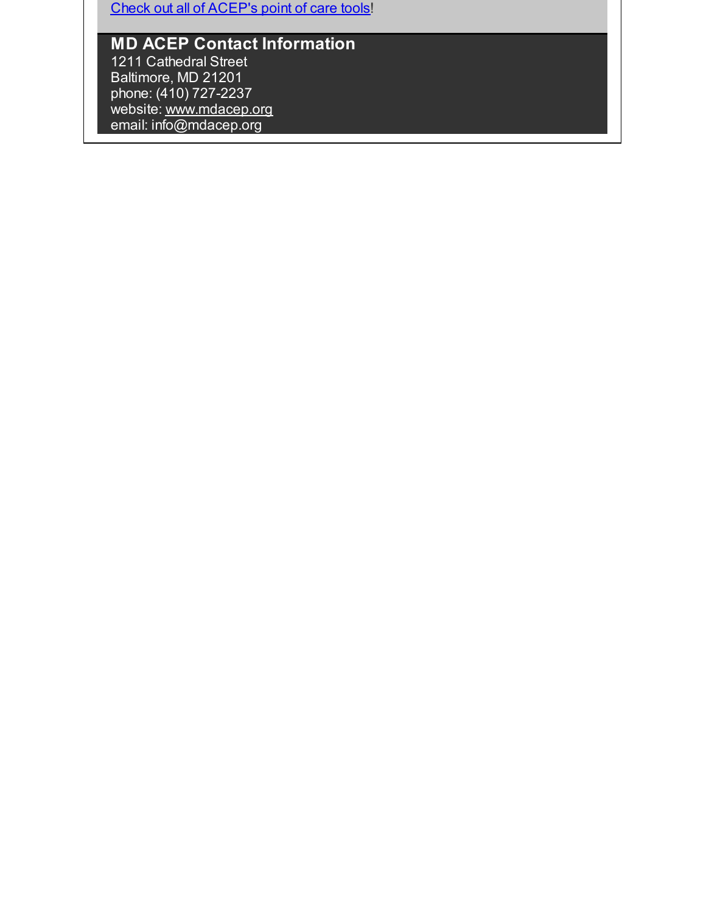[Check out all of ACEP's point of care tools]!

## MD ACEP Contact Information

1211 Cathedral Street
Baltimore, MD 21201
phone: (410) 727-2237
website: www.mdacep.org
email: info@mdacep.org